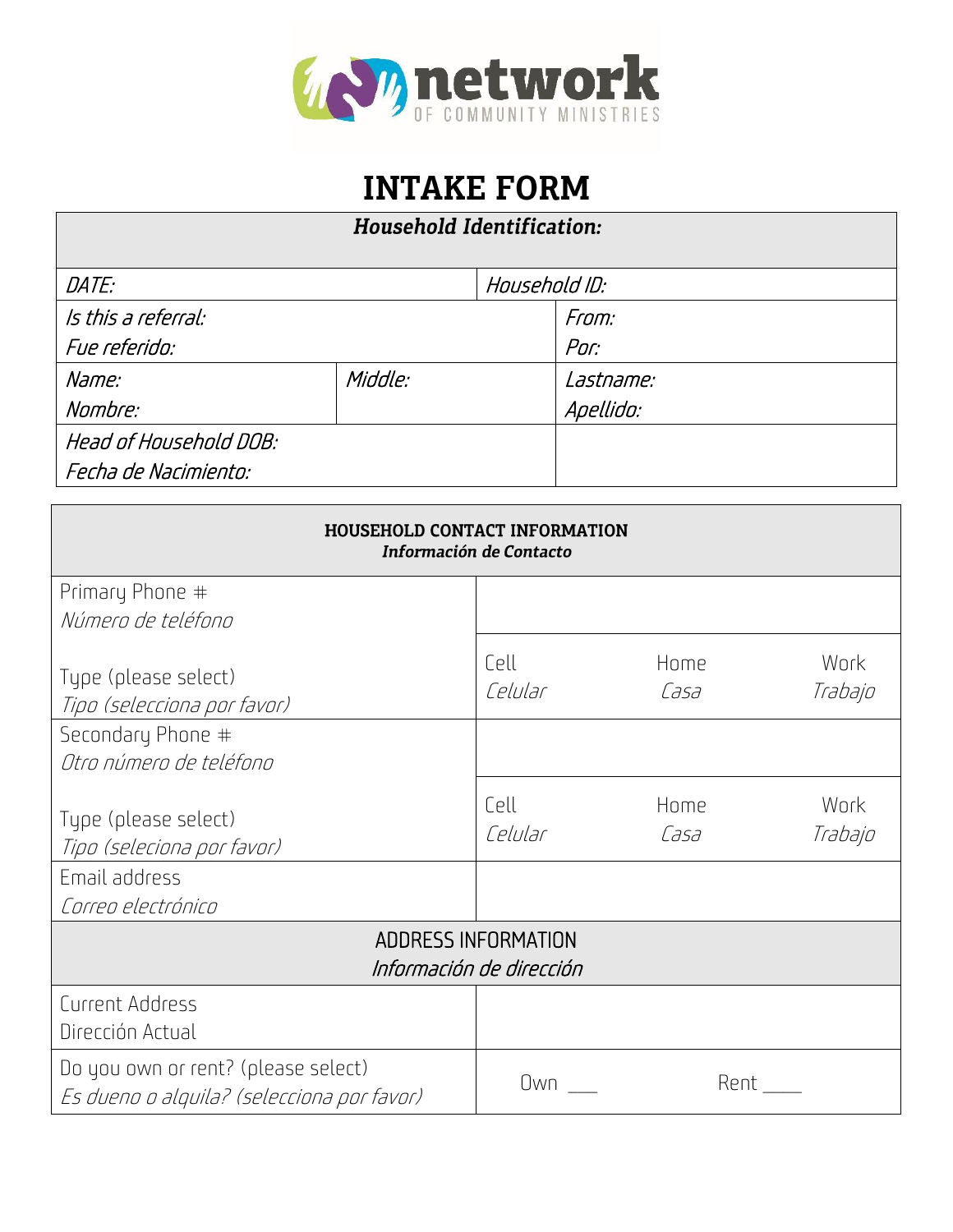network
OF COMMUNITY MINISTRIES

# INTAKE FORM

| ***Household Identification:*** | | |
|---|---|---|
| *DATE:* | | *Household ID:* |
| *Is this a referral:*<br>*Fue referido:* | | *From:*<br>*Por:* |
| *Name:*<br>*Nombre:* | *Middle:* | *Lastname:*<br>*Apellido:* |
| *Head of Household DOB:*<br>*Fecha de Nacimiento:* | | |

| **HOUSEHOLD CONTACT INFORMATION**<br>***Información de Contacto*** | | | |
|---|---|---|---|
| Primary Phone #<br>*Número de teléfono* | | | |
| Type (please select)<br>*Tipo (selecciona por favor)* | Cell<br>*Celular* | Home<br>*Casa* | Work<br>*Trabajo* |
| Secondary Phone #<br>*Otro número de teléfono* | | | |
| Type (please select)<br>*Tipo (seleciona por favor)* | Cell<br>*Celular* | Home<br>*Casa* | Work<br>*Trabajo* |
| Email address<br>*Correo electrónico* | | | |
| ADDRESS INFORMATION<br>*Información de dirección* | | | |
| Current Address<br>Dirección Actual | | | |
| Do you own or rent? (please select)<br>*Es dueno o alquila? (selecciona por favor)* | Own ___ | Rent ____ | |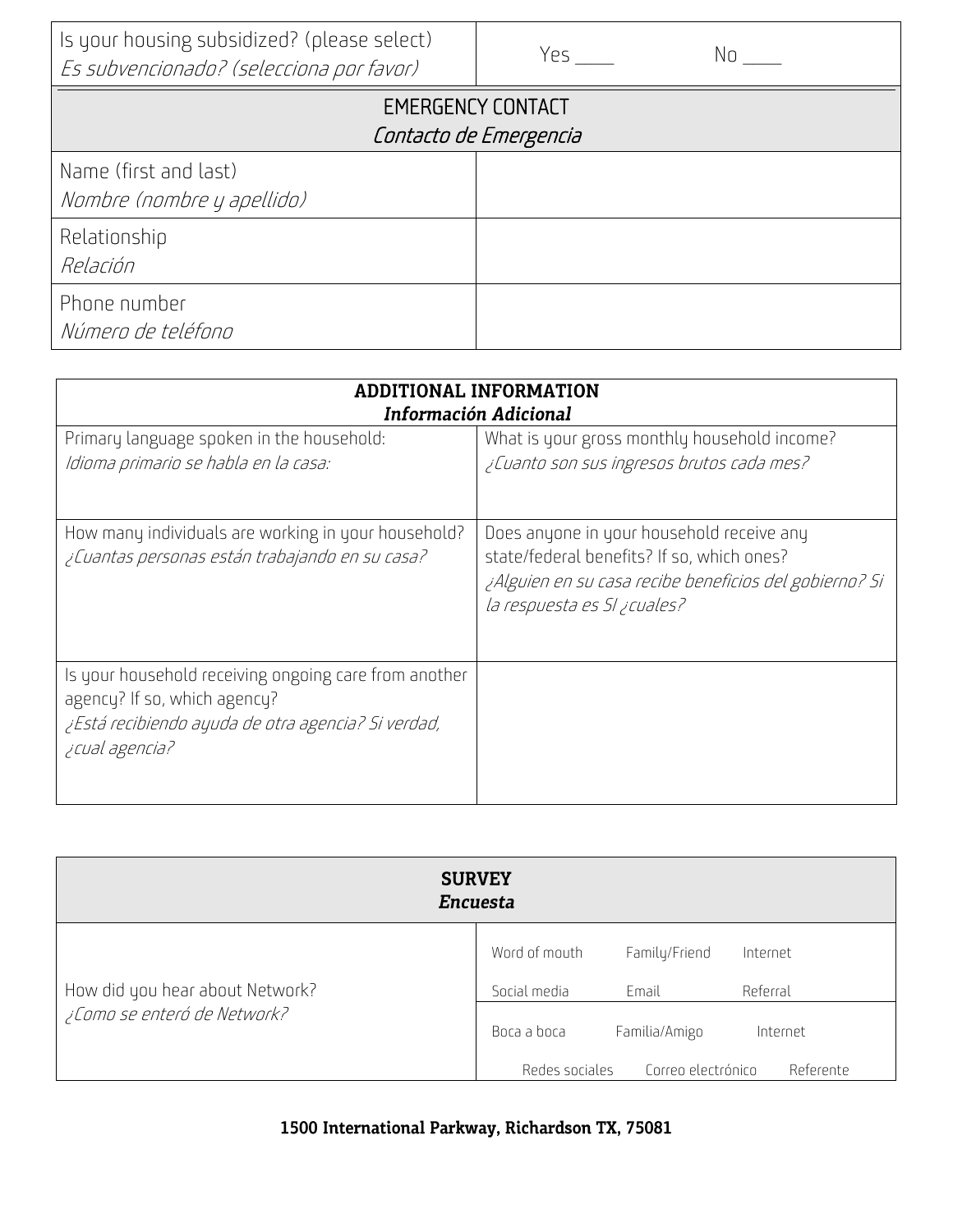| | |
|---|---|
| Is your housing subsidized? (please select)<br>*Es subvencionado? (selecciona por favor)* | Yes ____ No ____ |
| **EMERGENCY CONTACT**<br>*Contacto de Emergencia* | |
| Name (first and last)<br>*Nombre (nombre y apellido)* | |
| Relationship<br>*Relación* | |
| Phone number<br>*Número de teléfono* | |

| **ADDITIONAL INFORMATION**<br>***Información Adicional*** | |
|---|---|
| Primary language spoken in the household:<br>*Idioma primario se habla en la casa:* | What is your gross monthly household income?<br>*¿Cuanto son sus ingresos brutos cada mes?* |
| How many individuals are working in your household?<br>*¿Cuantas personas están trabajando en su casa?* | Does anyone in your household receive any state/federal benefits? If so, which ones?<br>*¿Alguien en su casa recibe beneficios del gobierno? Si la respuesta es SI ¿cuales?* |
| Is your household receiving ongoing care from another agency? If so, which agency?<br>*¿Está recibiendo ayuda de otra agencia? Si verdad, ¿cual agencia?* | |

| **SURVEY**<br>***Encuesta*** | |
|---|---|
| How did you hear about Network?<br>*¿Como se enteró de Network?* | Word of mouth Family/Friend Internet<br>Social media Email Referral<br>Boca a boca Familia/Amigo Internet<br>Redes sociales Correo electrónico Referente |

**1500 International Parkway, Richardson TX, 75081**